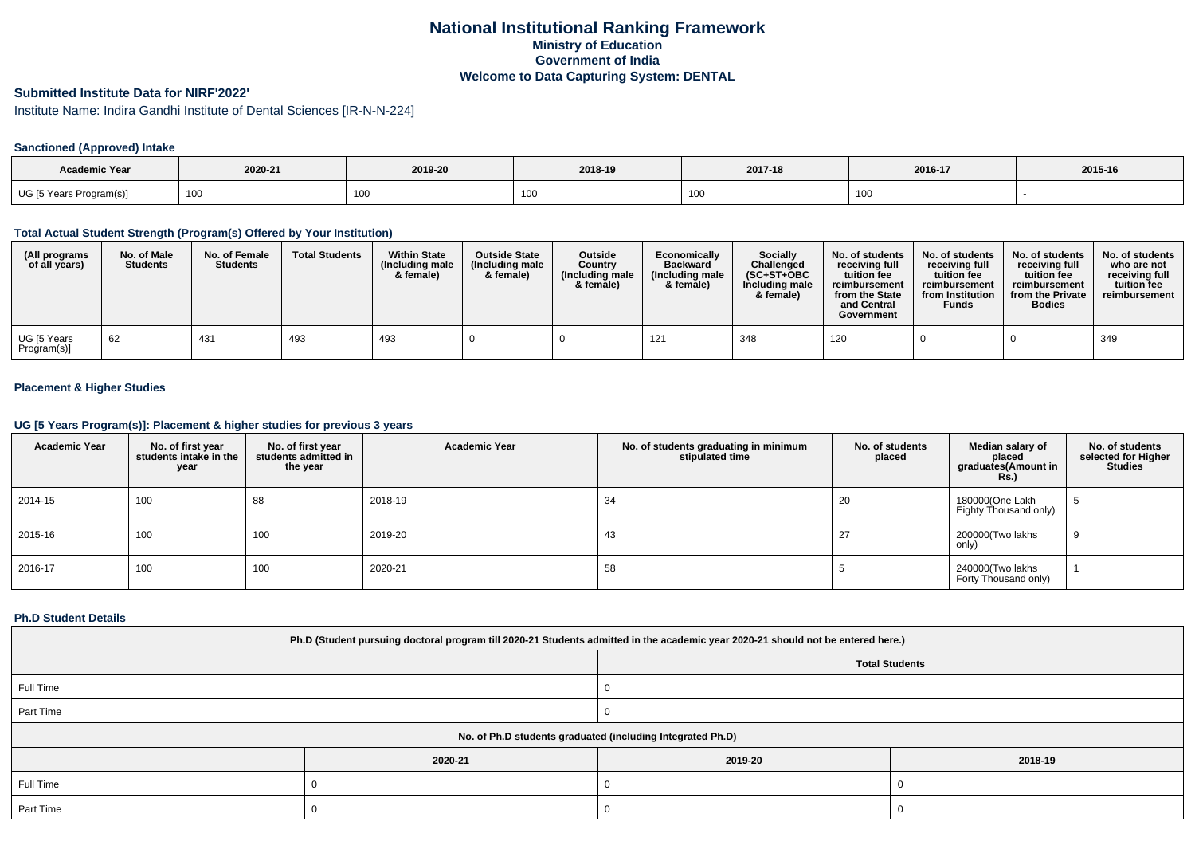# National Institutional Ranking Framework
## Ministry of Education
## Government of India
## Welcome to Data Capturing System: DENTAL

### Submitted Institute Data for NIRF'2022'

Institute Name: Indira Gandhi Institute of Dental Sciences [IR-N-N-224]

#### Sanctioned (Approved) Intake

| Academic Year | 2020-21 | 2019-20 | 2018-19 | 2017-18 | 2016-17 | 2015-16 |
|---|---|---|---|---|---|---|
| UG [5 Years Program(s)] | 100 | 100 | 100 | 100 | 100 | - |

#### Total Actual Student Strength (Program(s) Offered by Your Institution)

| (All programs of all years) | No. of Male Students | No. of Female Students | Total Students | Within State (Including male & female) | Outside State (Including male & female) | Outside Country (Including male & female) | Economically Backward (Including male & female) | Socially Challenged (SC+ST+OBC Including male & female) | No. of students receiving full tuition fee reimbursement from the State and Central Government | No. of students receiving full tuition fee reimbursement from Institution Funds | No. of students receiving full tuition fee reimbursement from the Private Bodies | No. of students who are not receiving full tuition fee reimbursement |
|---|---|---|---|---|---|---|---|---|---|---|---|---|
| UG [5 Years Program(s)] | 62 | 431 | 493 | 493 | 0 | 0 | 121 | 348 | 120 | 0 | 0 | 349 |

#### Placement & Higher Studies

#### UG [5 Years Program(s)]: Placement & higher studies for previous 3 years

| Academic Year | No. of first year students intake in the year | No. of first year students admitted in the year | Academic Year | No. of students graduating in minimum stipulated time | No. of students placed | Median salary of placed graduates(Amount in Rs.) | No. of students selected for Higher Studies |
|---|---|---|---|---|---|---|---|
| 2014-15 | 100 | 88 | 2018-19 | 34 | 20 | 180000(One Lakh Eighty Thousand only) | 5 |
| 2015-16 | 100 | 100 | 2019-20 | 43 | 27 | 200000(Two lakhs only) | 9 |
| 2016-17 | 100 | 100 | 2020-21 | 58 | 5 | 240000(Two lakhs Forty Thousand only) | 1 |

#### Ph.D Student Details

| Ph.D (Student pursuing doctoral program till 2020-21 Students admitted in the academic year 2020-21 should not be entered here.) | |
|---|---|
| | Total Students |
| Full Time | 0 |
| Part Time | 0 |

| No. of Ph.D students graduated (including Integrated Ph.D) | | | |
|---|---|---|---|
| | 2020-21 | 2019-20 | 2018-19 |
| Full Time | 0 | 0 | 0 |
| Part Time | 0 | 0 | 0 |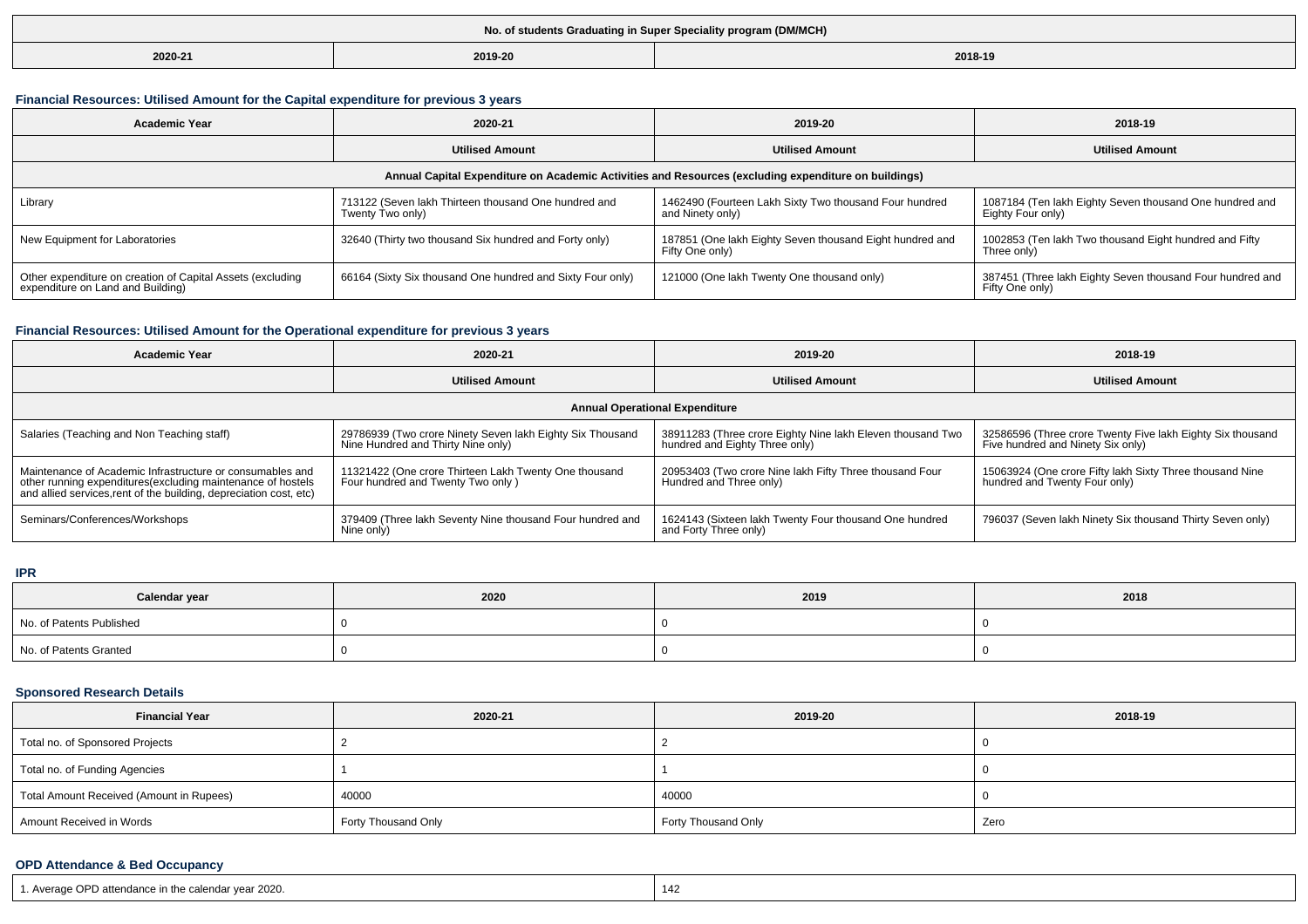| No. of students Graduating in Super Speciality program (DM/MCH) | | |
|---|---|---|
| 2020-21 | 2019-20 | 2018-19 |

### Financial Resources: Utilised Amount for the Capital expenditure for previous 3 years

| Academic Year | 2020-21 | 2019-20 | 2018-19 |
|---|---|---|---|
| | Utilised Amount | Utilised Amount | Utilised Amount |
| Annual Capital Expenditure on Academic Activities and Resources (excluding expenditure on buildings) | | | |
| Library | 713122 (Seven lakh Thirteen thousand One hundred and Twenty Two only) | 1462490 (Fourteen Lakh Sixty Two thousand Four hundred and Ninety only) | 1087184 (Ten lakh Eighty Seven thousand One hundred and Eighty Four only) |
| New Equipment for Laboratories | 32640 (Thirty two thousand Six hundred and Forty only) | 187851 (One lakh Eighty Seven thousand Eight hundred and Fifty One only) | 1002853 (Ten lakh Two thousand Eight hundred and Fifty Three only) |
| Other expenditure on creation of Capital Assets (excluding expenditure on Land and Building) | 66164 (Sixty Six thousand One hundred and Sixty Four only) | 121000 (One lakh Twenty One thousand only) | 387451 (Three lakh Eighty Seven thousand Four hundred and Fifty One only) |

### Financial Resources: Utilised Amount for the Operational expenditure for previous 3 years

| Academic Year | 2020-21 | 2019-20 | 2018-19 |
|---|---|---|---|
| | Utilised Amount | Utilised Amount | Utilised Amount |
| Annual Operational Expenditure | | | |
| Salaries (Teaching and Non Teaching staff) | 29786939 (Two crore Ninety Seven lakh Eighty Six Thousand Nine Hundred and Thirty Nine only) | 38911283 (Three crore Eighty Nine lakh Eleven thousand Two hundred and Eighty Three only) | 32586596 (Three crore Twenty Five lakh Eighty Six thousand Five hundred and Ninety Six only) |
| Maintenance of Academic Infrastructure or consumables and other running expenditures(excluding maintenance of hostels and allied services,rent of the building, depreciation cost, etc) | 11321422 (One crore Thirteen Lakh Twenty One thousand Four hundred and Twenty Two only ) | 20953403 (Two crore Nine lakh Fifty Three thousand Four Hundred and Three only) | 15063924 (One crore Fifty lakh Sixty Three thousand Nine hundred and Twenty Four only) |
| Seminars/Conferences/Workshops | 379409 (Three lakh Seventy Nine thousand Four hundred and Nine only) | 1624143 (Sixteen lakh Twenty Four thousand One hundred and Forty Three only) | 796037 (Seven lakh Ninety Six thousand Thirty Seven only) |

### IPR

| Calendar year | 2020 | 2019 | 2018 |
|---|---|---|---|
| No. of Patents Published | 0 | 0 | 0 |
| No. of Patents Granted | 0 | 0 | 0 |

### Sponsored Research Details

| Financial Year | 2020-21 | 2019-20 | 2018-19 |
|---|---|---|---|
| Total no. of Sponsored Projects | 2 | 2 | 0 |
| Total no. of Funding Agencies | 1 | 1 | 0 |
| Total Amount Received (Amount in Rupees) | 40000 | 40000 | 0 |
| Amount Received in Words | Forty Thousand Only | Forty Thousand Only | Zero |

### OPD Attendance & Bed Occupancy

| | |
|---|---|
| 1. Average OPD attendance in the calendar year 2020. | 142 |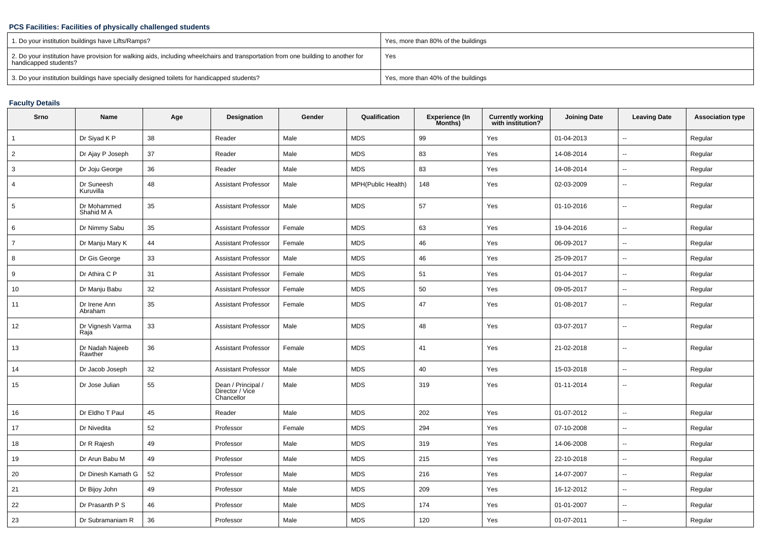### PCS Facilities: Facilities of physically challenged students

| 1. Do your institution buildings have Lifts/Ramps? | Yes, more than 80% of the buildings |
|---|---|
| 2. Do your institution have provision for walking aids, including wheelchairs and transportation from one building to another for handicapped students? | Yes |
| 3. Do your institution buildings have specially designed toilets for handicapped students? | Yes, more than 40% of the buildings |

### Faculty Details

| Srno | Name | Age | Designation | Gender | Qualification | Experience (In Months) | Currently working with institution? | Joining Date | Leaving Date | Association type |
|---|---|---|---|---|---|---|---|---|---|---|
| 1 | Dr Siyad K P | 38 | Reader | Male | MDS | 99 | Yes | 01-04-2013 | -- | Regular |
| 2 | Dr Ajay P Joseph | 37 | Reader | Male | MDS | 83 | Yes | 14-08-2014 | -- | Regular |
| 3 | Dr Joju George | 36 | Reader | Male | MDS | 83 | Yes | 14-08-2014 | -- | Regular |
| 4 | Dr Suneesh Kuruvilla | 48 | Assistant Professor | Male | MPH(Public Health) | 148 | Yes | 02-03-2009 | -- | Regular |
| 5 | Dr Mohammed Shahid M A | 35 | Assistant Professor | Male | MDS | 57 | Yes | 01-10-2016 | -- | Regular |
| 6 | Dr Nimmy Sabu | 35 | Assistant Professor | Female | MDS | 63 | Yes | 19-04-2016 | -- | Regular |
| 7 | Dr Manju Mary K | 44 | Assistant Professor | Female | MDS | 46 | Yes | 06-09-2017 | -- | Regular |
| 8 | Dr Gis George | 33 | Assistant Professor | Male | MDS | 46 | Yes | 25-09-2017 | -- | Regular |
| 9 | Dr Athira C P | 31 | Assistant Professor | Female | MDS | 51 | Yes | 01-04-2017 | -- | Regular |
| 10 | Dr Manju Babu | 32 | Assistant Professor | Female | MDS | 50 | Yes | 09-05-2017 | -- | Regular |
| 11 | Dr Irene Ann Abraham | 35 | Assistant Professor | Female | MDS | 47 | Yes | 01-08-2017 | -- | Regular |
| 12 | Dr Vignesh Varma Raja | 33 | Assistant Professor | Male | MDS | 48 | Yes | 03-07-2017 | -- | Regular |
| 13 | Dr Nadah Najeeb Rawther | 36 | Assistant Professor | Female | MDS | 41 | Yes | 21-02-2018 | -- | Regular |
| 14 | Dr Jacob Joseph | 32 | Assistant Professor | Male | MDS | 40 | Yes | 15-03-2018 | -- | Regular |
| 15 | Dr Jose Julian | 55 | Dean / Principal / Director / Vice Chancellor | Male | MDS | 319 | Yes | 01-11-2014 | -- | Regular |
| 16 | Dr Eldho T Paul | 45 | Reader | Male | MDS | 202 | Yes | 01-07-2012 | -- | Regular |
| 17 | Dr Nivedita | 52 | Professor | Female | MDS | 294 | Yes | 07-10-2008 | -- | Regular |
| 18 | Dr R Rajesh | 49 | Professor | Male | MDS | 319 | Yes | 14-06-2008 | -- | Regular |
| 19 | Dr Arun Babu M | 49 | Professor | Male | MDS | 215 | Yes | 22-10-2018 | -- | Regular |
| 20 | Dr Dinesh Kamath G | 52 | Professor | Male | MDS | 216 | Yes | 14-07-2007 | -- | Regular |
| 21 | Dr Bijoy John | 49 | Professor | Male | MDS | 209 | Yes | 16-12-2012 | -- | Regular |
| 22 | Dr Prasanth P S | 46 | Professor | Male | MDS | 174 | Yes | 01-01-2007 | -- | Regular |
| 23 | Dr Subramaniam R | 36 | Professor | Male | MDS | 120 | Yes | 01-07-2011 | -- | Regular |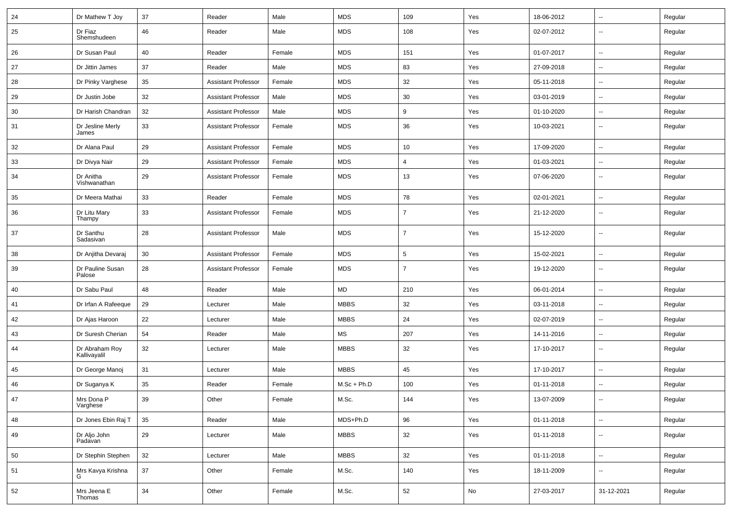| 24 | Dr Mathew T Joy | 37 | Reader | Male | MDS | 109 | Yes | 18-06-2012 | -- | Regular |
|---|---|---|---|---|---|---|---|---|---|---|
| 25 | Dr Fiaz Shemshudeen | 46 | Reader | Male | MDS | 108 | Yes | 02-07-2012 | -- | Regular |
| 26 | Dr Susan Paul | 40 | Reader | Female | MDS | 151 | Yes | 01-07-2017 | -- | Regular |
| 27 | Dr Jittin James | 37 | Reader | Male | MDS | 83 | Yes | 27-09-2018 | -- | Regular |
| 28 | Dr Pinky Varghese | 35 | Assistant Professor | Female | MDS | 32 | Yes | 05-11-2018 | -- | Regular |
| 29 | Dr Justin Jobe | 32 | Assistant Professor | Male | MDS | 30 | Yes | 03-01-2019 | -- | Regular |
| 30 | Dr Harish Chandran | 32 | Assistant Professor | Male | MDS | 9 | Yes | 01-10-2020 | -- | Regular |
| 31 | Dr Jesline Merly James | 33 | Assistant Professor | Female | MDS | 36 | Yes | 10-03-2021 | -- | Regular |
| 32 | Dr Alana Paul | 29 | Assistant Professor | Female | MDS | 10 | Yes | 17-09-2020 | -- | Regular |
| 33 | Dr Divya Nair | 29 | Assistant Professor | Female | MDS | 4 | Yes | 01-03-2021 | -- | Regular |
| 34 | Dr Anitha Vishwanathan | 29 | Assistant Professor | Female | MDS | 13 | Yes | 07-06-2020 | -- | Regular |
| 35 | Dr Meera Mathai | 33 | Reader | Female | MDS | 78 | Yes | 02-01-2021 | -- | Regular |
| 36 | Dr Litu Mary Thampy | 33 | Assistant Professor | Female | MDS | 7 | Yes | 21-12-2020 | -- | Regular |
| 37 | Dr Santhu Sadasivan | 28 | Assistant Professor | Male | MDS | 7 | Yes | 15-12-2020 | -- | Regular |
| 38 | Dr Anjitha Devaraj | 30 | Assistant Professor | Female | MDS | 5 | Yes | 15-02-2021 | -- | Regular |
| 39 | Dr Pauline Susan Palose | 28 | Assistant Professor | Female | MDS | 7 | Yes | 19-12-2020 | -- | Regular |
| 40 | Dr Sabu Paul | 48 | Reader | Male | MD | 210 | Yes | 06-01-2014 | -- | Regular |
| 41 | Dr Irfan A Rafeeque | 29 | Lecturer | Male | MBBS | 32 | Yes | 03-11-2018 | -- | Regular |
| 42 | Dr Ajas Haroon | 22 | Lecturer | Male | MBBS | 24 | Yes | 02-07-2019 | -- | Regular |
| 43 | Dr Suresh Cherian | 54 | Reader | Male | MS | 207 | Yes | 14-11-2016 | -- | Regular |
| 44 | Dr Abraham Roy Kallivayalil | 32 | Lecturer | Male | MBBS | 32 | Yes | 17-10-2017 | -- | Regular |
| 45 | Dr George Manoj | 31 | Lecturer | Male | MBBS | 45 | Yes | 17-10-2017 | -- | Regular |
| 46 | Dr Suganya K | 35 | Reader | Female | M.Sc + Ph.D | 100 | Yes | 01-11-2018 | -- | Regular |
| 47 | Mrs Dona P Varghese | 39 | Other | Female | M.Sc. | 144 | Yes | 13-07-2009 | -- | Regular |
| 48 | Dr Jones Ebin Raj T | 35 | Reader | Male | MDS+Ph.D | 96 | Yes | 01-11-2018 | -- | Regular |
| 49 | Dr Aljo John Padavan | 29 | Lecturer | Male | MBBS | 32 | Yes | 01-11-2018 | -- | Regular |
| 50 | Dr Stephin Stephen | 32 | Lecturer | Male | MBBS | 32 | Yes | 01-11-2018 | -- | Regular |
| 51 | Mrs Kavya Krishna G | 37 | Other | Female | M.Sc. | 140 | Yes | 18-11-2009 | -- | Regular |
| 52 | Mrs Jeena E Thomas | 34 | Other | Female | M.Sc. | 52 | No | 27-03-2017 | 31-12-2021 | Regular |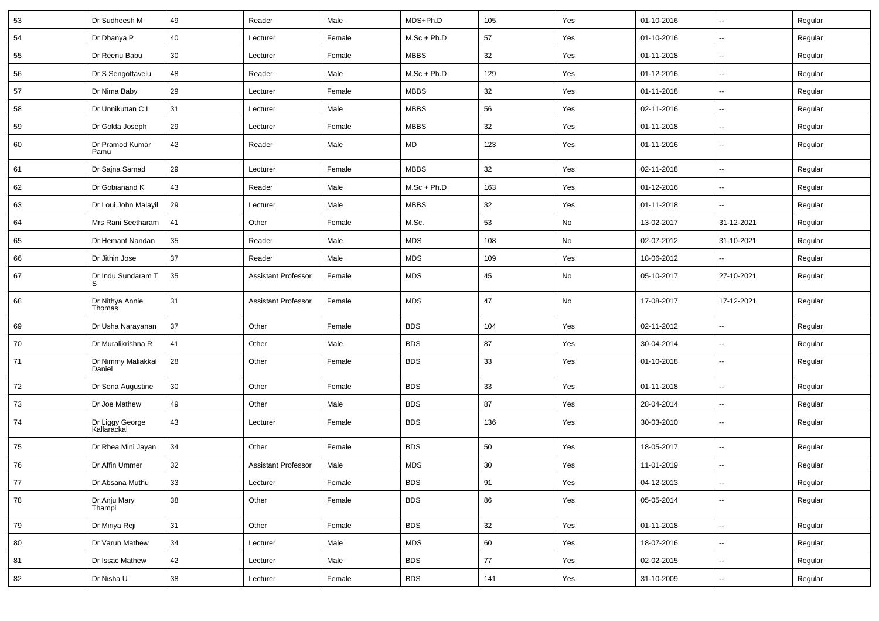| 53 | Dr Sudheesh M | 49 | Reader | Male | MDS+Ph.D | 105 | Yes | 01-10-2016 | -- | Regular |
|---|---|---|---|---|---|---|---|---|---|---|
| 54 | Dr Dhanya P | 40 | Lecturer | Female | M.Sc + Ph.D | 57 | Yes | 01-10-2016 | -- | Regular |
| 55 | Dr Reenu Babu | 30 | Lecturer | Female | MBBS | 32 | Yes | 01-11-2018 | -- | Regular |
| 56 | Dr S Sengottavelu | 48 | Reader | Male | M.Sc + Ph.D | 129 | Yes | 01-12-2016 | -- | Regular |
| 57 | Dr Nima Baby | 29 | Lecturer | Female | MBBS | 32 | Yes | 01-11-2018 | -- | Regular |
| 58 | Dr Unnikuttan C I | 31 | Lecturer | Male | MBBS | 56 | Yes | 02-11-2016 | -- | Regular |
| 59 | Dr Golda Joseph | 29 | Lecturer | Female | MBBS | 32 | Yes | 01-11-2018 | -- | Regular |
| 60 | Dr Pramod Kumar Pamu | 42 | Reader | Male | MD | 123 | Yes | 01-11-2016 | -- | Regular |
| 61 | Dr Sajna Samad | 29 | Lecturer | Female | MBBS | 32 | Yes | 02-11-2018 | -- | Regular |
| 62 | Dr Gobianand K | 43 | Reader | Male | M.Sc + Ph.D | 163 | Yes | 01-12-2016 | -- | Regular |
| 63 | Dr Loui John Malayil | 29 | Lecturer | Male | MBBS | 32 | Yes | 01-11-2018 | -- | Regular |
| 64 | Mrs Rani Seetharam | 41 | Other | Female | M.Sc. | 53 | No | 13-02-2017 | 31-12-2021 | Regular |
| 65 | Dr Hemant Nandan | 35 | Reader | Male | MDS | 108 | No | 02-07-2012 | 31-10-2021 | Regular |
| 66 | Dr Jithin Jose | 37 | Reader | Male | MDS | 109 | Yes | 18-06-2012 | -- | Regular |
| 67 | Dr Indu Sundaram T S | 35 | Assistant Professor | Female | MDS | 45 | No | 05-10-2017 | 27-10-2021 | Regular |
| 68 | Dr Nithya Annie Thomas | 31 | Assistant Professor | Female | MDS | 47 | No | 17-08-2017 | 17-12-2021 | Regular |
| 69 | Dr Usha Narayanan | 37 | Other | Female | BDS | 104 | Yes | 02-11-2012 | -- | Regular |
| 70 | Dr Muralikrishna R | 41 | Other | Male | BDS | 87 | Yes | 30-04-2014 | -- | Regular |
| 71 | Dr Nimmy Maliakkal Daniel | 28 | Other | Female | BDS | 33 | Yes | 01-10-2018 | -- | Regular |
| 72 | Dr Sona Augustine | 30 | Other | Female | BDS | 33 | Yes | 01-11-2018 | -- | Regular |
| 73 | Dr Joe Mathew | 49 | Other | Male | BDS | 87 | Yes | 28-04-2014 | -- | Regular |
| 74 | Dr Liggy George Kallarackal | 43 | Lecturer | Female | BDS | 136 | Yes | 30-03-2010 | -- | Regular |
| 75 | Dr Rhea Mini Jayan | 34 | Other | Female | BDS | 50 | Yes | 18-05-2017 | -- | Regular |
| 76 | Dr Affin Ummer | 32 | Assistant Professor | Male | MDS | 30 | Yes | 11-01-2019 | -- | Regular |
| 77 | Dr Absana Muthu | 33 | Lecturer | Female | BDS | 91 | Yes | 04-12-2013 | -- | Regular |
| 78 | Dr Anju Mary Thampi | 38 | Other | Female | BDS | 86 | Yes | 05-05-2014 | -- | Regular |
| 79 | Dr Miriya Reji | 31 | Other | Female | BDS | 32 | Yes | 01-11-2018 | -- | Regular |
| 80 | Dr Varun Mathew | 34 | Lecturer | Male | MDS | 60 | Yes | 18-07-2016 | -- | Regular |
| 81 | Dr Issac Mathew | 42 | Lecturer | Male | BDS | 77 | Yes | 02-02-2015 | -- | Regular |
| 82 | Dr Nisha U | 38 | Lecturer | Female | BDS | 141 | Yes | 31-10-2009 | -- | Regular |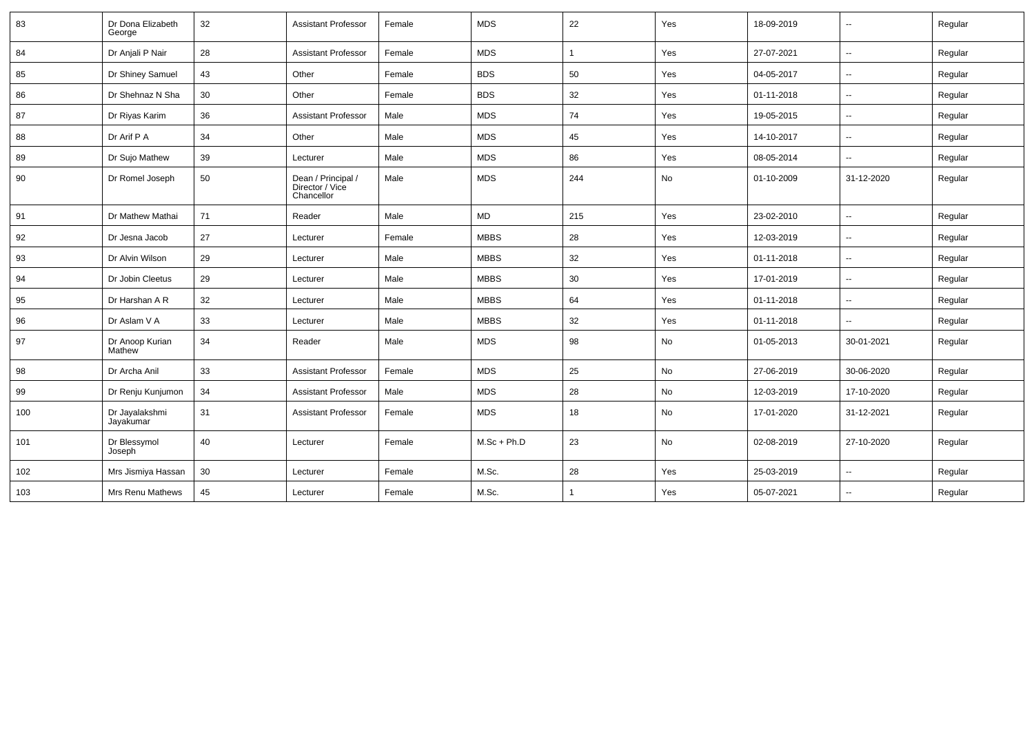| | | | | | | | | | | |
|---|---|---|---|---|---|---|---|---|---|---|
| 83 | Dr Dona Elizabeth George | 32 | Assistant Professor | Female | MDS | 22 | Yes | 18-09-2019 | -- | Regular |
| 84 | Dr Anjali P Nair | 28 | Assistant Professor | Female | MDS | 1 | Yes | 27-07-2021 | -- | Regular |
| 85 | Dr Shiney Samuel | 43 | Other | Female | BDS | 50 | Yes | 04-05-2017 | -- | Regular |
| 86 | Dr Shehnaz N Sha | 30 | Other | Female | BDS | 32 | Yes | 01-11-2018 | -- | Regular |
| 87 | Dr Riyas Karim | 36 | Assistant Professor | Male | MDS | 74 | Yes | 19-05-2015 | -- | Regular |
| 88 | Dr Arif P A | 34 | Other | Male | MDS | 45 | Yes | 14-10-2017 | -- | Regular |
| 89 | Dr Sujo Mathew | 39 | Lecturer | Male | MDS | 86 | Yes | 08-05-2014 | -- | Regular |
| 90 | Dr Romel Joseph | 50 | Dean / Principal / Director / Vice Chancellor | Male | MDS | 244 | No | 01-10-2009 | 31-12-2020 | Regular |
| 91 | Dr Mathew Mathai | 71 | Reader | Male | MD | 215 | Yes | 23-02-2010 | -- | Regular |
| 92 | Dr Jesna Jacob | 27 | Lecturer | Female | MBBS | 28 | Yes | 12-03-2019 | -- | Regular |
| 93 | Dr Alvin Wilson | 29 | Lecturer | Male | MBBS | 32 | Yes | 01-11-2018 | -- | Regular |
| 94 | Dr Jobin Cleetus | 29 | Lecturer | Male | MBBS | 30 | Yes | 17-01-2019 | -- | Regular |
| 95 | Dr Harshan A R | 32 | Lecturer | Male | MBBS | 64 | Yes | 01-11-2018 | -- | Regular |
| 96 | Dr Aslam V A | 33 | Lecturer | Male | MBBS | 32 | Yes | 01-11-2018 | -- | Regular |
| 97 | Dr Anoop Kurian Mathew | 34 | Reader | Male | MDS | 98 | No | 01-05-2013 | 30-01-2021 | Regular |
| 98 | Dr Archa Anil | 33 | Assistant Professor | Female | MDS | 25 | No | 27-06-2019 | 30-06-2020 | Regular |
| 99 | Dr Renju Kunjumon | 34 | Assistant Professor | Male | MDS | 28 | No | 12-03-2019 | 17-10-2020 | Regular |
| 100 | Dr Jayalakshmi Jayakumar | 31 | Assistant Professor | Female | MDS | 18 | No | 17-01-2020 | 31-12-2021 | Regular |
| 101 | Dr Blessymol Joseph | 40 | Lecturer | Female | M.Sc + Ph.D | 23 | No | 02-08-2019 | 27-10-2020 | Regular |
| 102 | Mrs Jismiya Hassan | 30 | Lecturer | Female | M.Sc. | 28 | Yes | 25-03-2019 | -- | Regular |
| 103 | Mrs Renu Mathews | 45 | Lecturer | Female | M.Sc. | 1 | Yes | 05-07-2021 | -- | Regular |